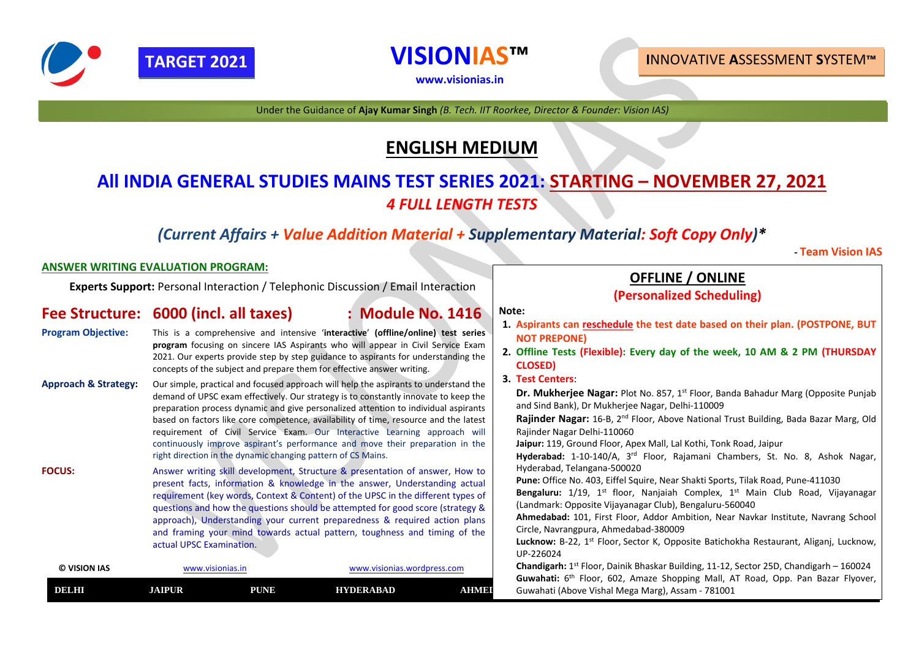**TARGET 2021**

# VISIONIAS™

www.visionias.in

**INNOVATIVE ASSESSMENT SYSTEM™**

Under the Guidance of **Ajay Kumar Singh** *(B. Tech. IIT Roorkee, Director & Founder: Vision IAS)*

## ENGLISH MEDIUM

## All INDIA GENERAL STUDIES MAINS TEST SERIES 2021: STARTING – NOVEMBER 27, 2021

### *4 FULL LENGTH TESTS*

### *(Current Affairs + Value Addition Material + Supplementary Material: Soft Copy Only)**

**- Team Vision IAS**

**ANSWER WRITING EVALUATION PROGRAM:**

**Experts Support:** Personal Interaction / Telephonic Discussion / Email Interaction

## Fee Structure: 6000 (incl. all taxes) : Module No. 1416

**Program Objective:** This is a comprehensive and intensive '**interactive**' **(offline/online) test series program** focusing on sincere IAS Aspirants who will appear in Civil Service Exam 2021. Our experts provide step by step guidance to aspirants for understanding the concepts of the subject and prepare them for effective answer writing.

**Approach & Strategy:** Our simple, practical and focused approach will help the aspirants to understand the demand of UPSC exam effectively. Our strategy is to constantly innovate to keep the preparation process dynamic and give personalized attention to individual aspirants based on factors like core competence, availability of time, resource and the latest requirement of Civil Service Exam. Our Interactive Learning approach will continuously improve aspirant's performance and move their preparation in the right direction in the dynamic changing pattern of CS Mains.

**FOCUS:** Answer writing skill development, Structure & presentation of answer, How to present facts, information & knowledge in the answer, Understanding actual requirement (key words, Context & Content) of the UPSC in the different types of questions and how the questions should be attempted for good score (strategy & approach), Understanding your current preparedness & required action plans and framing your mind towards actual pattern, toughness and timing of the actual UPSC Examination.

## OFFLINE / ONLINE

### (Personalized Scheduling)

**Note:**

1. **Aspirants can reschedule the test date based on their plan. (POSTPONE, BUT NOT PREPONE)**
2. **Offline Tests (Flexible): Every day of the week, 10 AM & 2 PM (THURSDAY CLOSED)**
3. **Test Centers**:

**Dr. Mukherjee Nagar:** Plot No. 857, 1st Floor, Banda Bahadur Marg (Opposite Punjab and Sind Bank), Dr Mukherjee Nagar, Delhi-110009

**Rajinder Nagar:** 16-B, 2nd Floor, Above National Trust Building, Bada Bazar Marg, Old Rajinder Nagar Delhi-110060

**Jaipur:** 119, Ground Floor, Apex Mall, Lal Kothi, Tonk Road, Jaipur

**Hyderabad:** 1-10-140/A, 3rd Floor, Rajamani Chambers, St. No. 8, Ashok Nagar, Hyderabad, Telangana-500020

**Pune:** Office No. 403, Eiffel Squire, Near Shakti Sports, Tilak Road, Pune-411030

**Bengaluru:** 1/19, 1st floor, Nanjaiah Complex, 1st Main Club Road, Vijayanagar (Landmark: Opposite Vijayanagar Club), Bengaluru-560040

**Ahmedabad:** 101, First Floor, Addor Ambition, Near Navkar Institute, Navrang School Circle, Navrangpura, Ahmedabad-380009

**Lucknow:** B-22, 1st Floor, Sector K, Opposite Batichokha Restaurant, Aliganj, Lucknow, UP-226024

**Chandigarh:** 1st Floor, Dainik Bhaskar Building, 11-12, Sector 25D, Chandigarh – 160024

**Guwahati:** 6th Floor, 602, Amaze Shopping Mall, AT Road, Opp. Pan Bazar Flyover, Guwahati (Above Vishal Mega Marg), Assam - 781001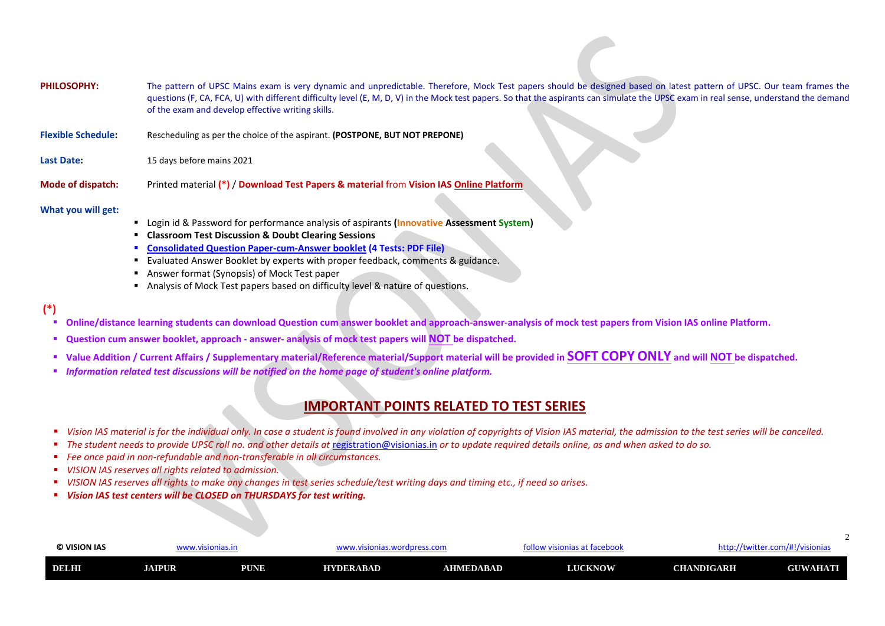**PHILOSOPHY:** The pattern of UPSC Mains exam is very dynamic and unpredictable. Therefore, Mock Test papers should be designed based on latest pattern of UPSC. Our team frames the questions (F, CA, FCA, U) with different difficulty level (E, M, D, V) in the Mock test papers. So that the aspirants can simulate the UPSC exam in real sense, understand the demand of the exam and develop effective writing skills.

**Flexible Schedule:** Rescheduling as per the choice of the aspirant. **(POSTPONE, BUT NOT PREPONE)**

**Last Date:** 15 days before mains 2021

**Mode of dispatch:** Printed material **(*)** / **Download Test Papers & material** from **Vision IAS Online Platform**

**What you will get:**

- Login id & Password for performance analysis of aspirants **(Innovative Assessment System)**
- **Classroom Test Discussion & Doubt Clearing Sessions**
- **Consolidated Question Paper-cum-Answer booklet (4 Tests: PDF File)**
- Evaluated Answer Booklet by experts with proper feedback, comments & guidance.
- Answer format (Synopsis) of Mock Test paper
- Analysis of Mock Test papers based on difficulty level & nature of questions.

**(*)**

- **Online/distance learning students can download Question cum answer booklet and approach-answer-analysis of mock test papers from Vision IAS online Platform.**
- **Question cum answer booklet, approach - answer- analysis of mock test papers will NOT be dispatched.**
- **Value Addition / Current Affairs / Supplementary material/Reference material/Support material will be provided in SOFT COPY ONLY and will NOT be dispatched.**
- ***Information related test discussions will be notified on the home page of student's online platform.***

## IMPORTANT POINTS RELATED TO TEST SERIES

- *Vision IAS material is for the individual only. In case a student is found involved in any violation of copyrights of Vision IAS material, the admission to the test series will be cancelled.*
- *The student needs to provide UPSC roll no. and other details at* registration@visionias.in *or to update required details online, as and when asked to do so.*
- *Fee once paid in non-refundable and non-transferable in all circumstances.*
- *VISION IAS reserves all rights related to admission.*
- *VISION IAS reserves all rights to make any changes in test series schedule/test writing days and timing etc., if need so arises.*
- ***Vision IAS test centers will be CLOSED on THURSDAYS for test writing.***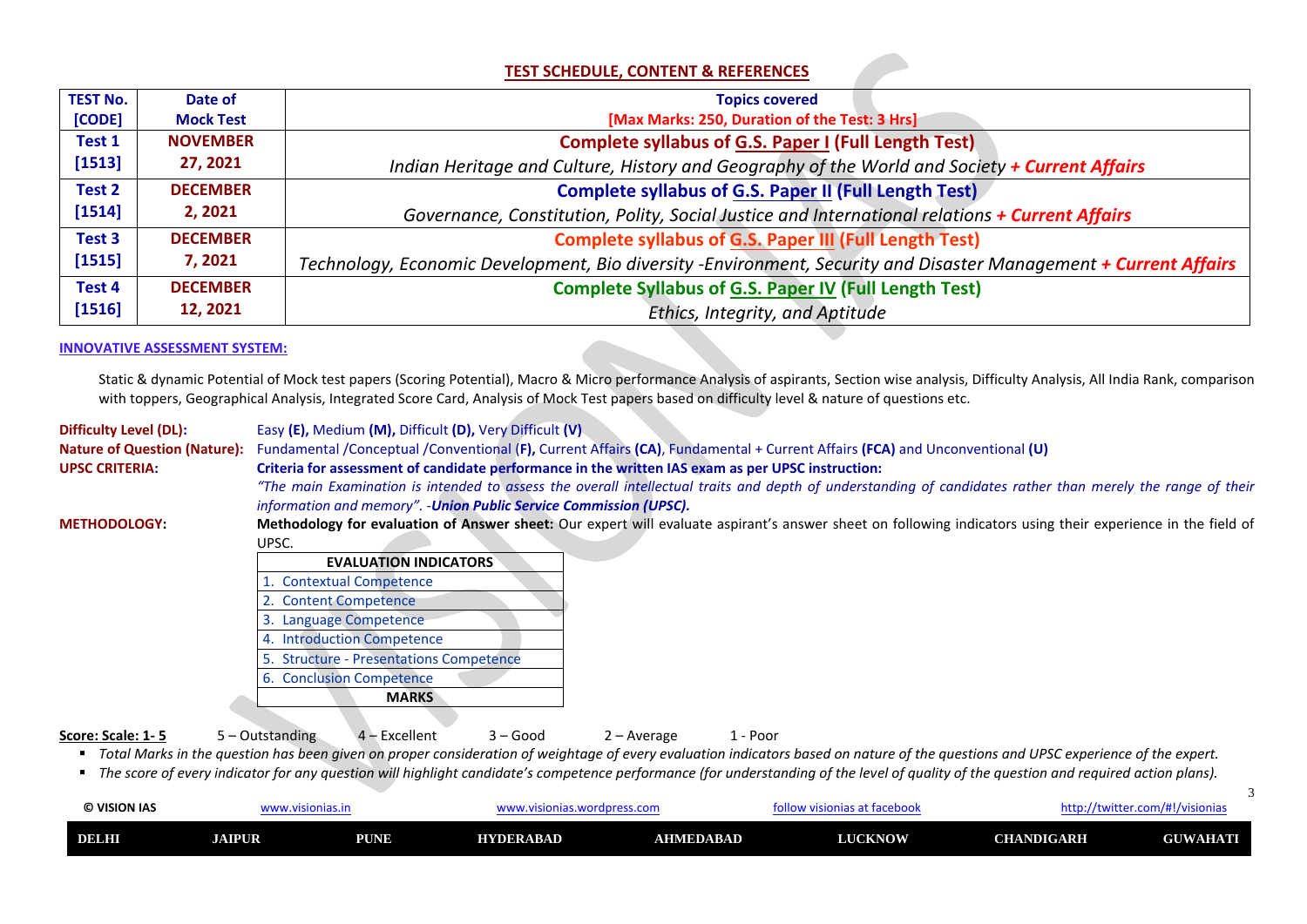## TEST SCHEDULE, CONTENT & REFERENCES

| TEST No. [CODE] | Date of Mock Test | Topics covered [Max Marks: 250, Duration of the Test: 3 Hrs] |
|---|---|---|
| Test 1 [1513] | NOVEMBER 27, 2021 | **Complete syllabus of G.S. Paper I (Full Length Test)** *Indian Heritage and Culture, History and Geography of the World and Society* ***+ Current Affairs*** |
| Test 2 [1514] | DECEMBER 2, 2021 | **Complete syllabus of G.S. Paper II (Full Length Test)** *Governance, Constitution, Polity, Social Justice and International relations* ***+ Current Affairs*** |
| Test 3 [1515] | DECEMBER 7, 2021 | **Complete syllabus of G.S. Paper III (Full Length Test)** *Technology, Economic Development, Bio diversity -Environment, Security and Disaster Management* ***+ Current Affairs*** |
| Test 4 [1516] | DECEMBER 12, 2021 | **Complete Syllabus of G.S. Paper IV (Full Length Test)** *Ethics, Integrity, and Aptitude* |

**INNOVATIVE ASSESSMENT SYSTEM:**

Static & dynamic Potential of Mock test papers (Scoring Potential), Macro & Micro performance Analysis of aspirants, Section wise analysis, Difficulty Analysis, All India Rank, comparison with toppers, Geographical Analysis, Integrated Score Card, Analysis of Mock Test papers based on difficulty level & nature of questions etc.

**Difficulty Level (DL):** Easy **(E),** Medium **(M),** Difficult **(D),** Very Difficult **(V)**

**Nature of Question (Nature):** Fundamental /Conceptual /Conventional **(F),** Current Affairs **(CA)**, Fundamental + Current Affairs **(FCA)** and Unconventional **(U)**

**UPSC CRITERIA:** **Criteria for assessment of candidate performance in the written IAS exam as per UPSC instruction:**
*"The main Examination is intended to assess the overall intellectual traits and depth of understanding of candidates rather than merely the range of their information and memory". -**Union Public Service Commission (UPSC).***

**METHODOLOGY:** **Methodology for evaluation of Answer sheet:** Our expert will evaluate aspirant's answer sheet on following indicators using their experience in the field of UPSC.

| EVALUATION INDICATORS |
|---|
| 1. Contextual Competence |
| 2. Content Competence |
| 3. Language Competence |
| 4. Introduction Competence |
| 5. Structure - Presentations Competence |
| 6. Conclusion Competence |
| **MARKS** |

**Score: Scale: 1- 5** 5 – Outstanding 4 – Excellent 3 – Good 2 – Average 1 - Poor

- *Total Marks in the question has been given on proper consideration of weightage of every evaluation indicators based on nature of the questions and UPSC experience of the expert.*
- *The score of every indicator for any question will highlight candidate's competence performance (for understanding of the level of quality of the question and required action plans).*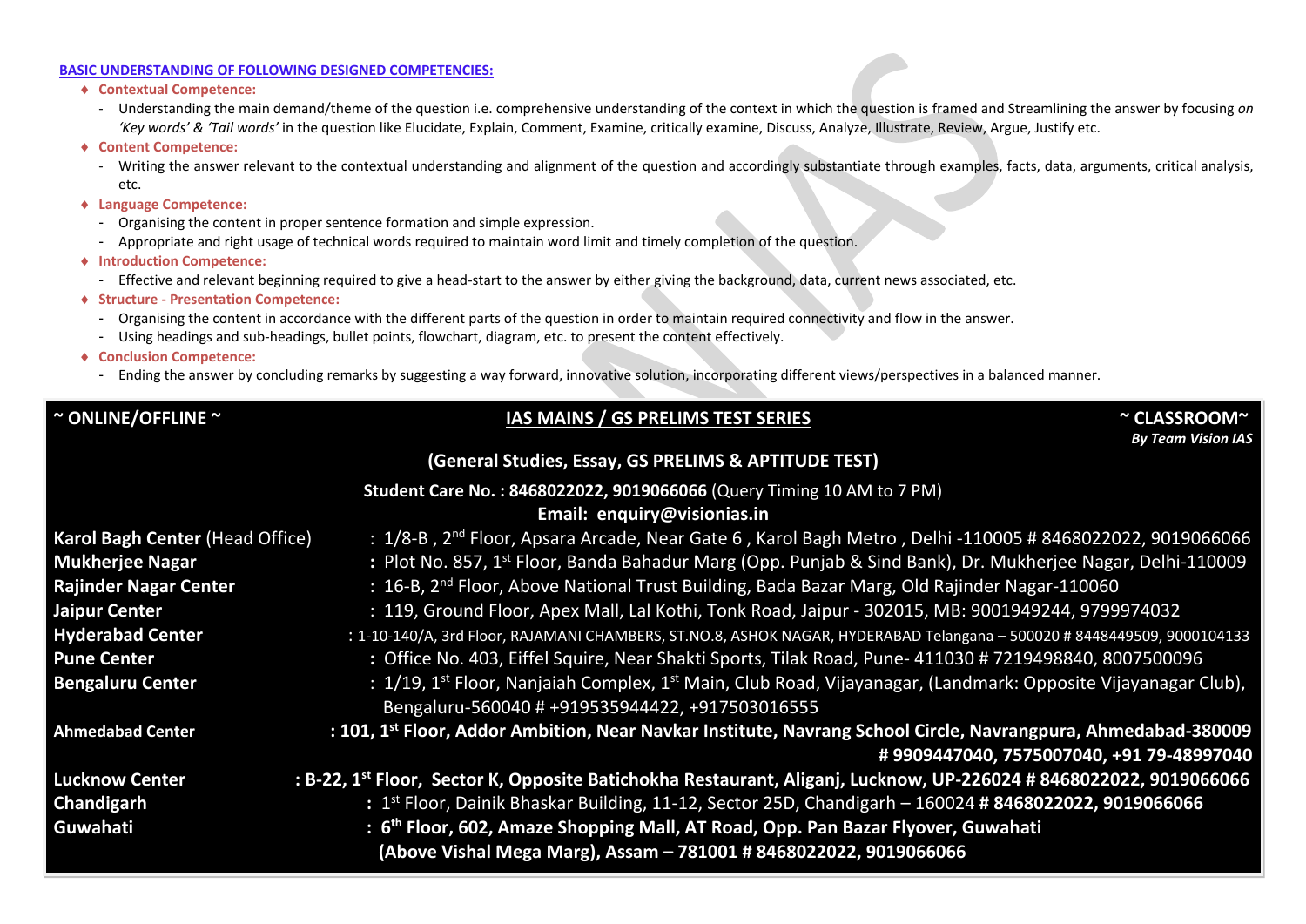**BASIC UNDERSTANDING OF FOLLOWING DESIGNED COMPETENCIES:**

- **Contextual Competence:**
  - Understanding the main demand/theme of the question i.e. comprehensive understanding of the context in which the question is framed and Streamlining the answer by focusing *on 'Key words' & 'Tail words'* in the question like Elucidate, Explain, Comment, Examine, critically examine, Discuss, Analyze, Illustrate, Review, Argue, Justify etc.
- **Content Competence:**
  - Writing the answer relevant to the contextual understanding and alignment of the question and accordingly substantiate through examples, facts, data, arguments, critical analysis, etc.
- **Language Competence:**
  - Organising the content in proper sentence formation and simple expression.
  - Appropriate and right usage of technical words required to maintain word limit and timely completion of the question.
- **Introduction Competence:**
  - Effective and relevant beginning required to give a head-start to the answer by either giving the background, data, current news associated, etc.
- **Structure - Presentation Competence:**
  - Organising the content in accordance with the different parts of the question in order to maintain required connectivity and flow in the answer.
  - Using headings and sub-headings, bullet points, flowchart, diagram, etc. to present the content effectively.
- **Conclusion Competence:**
  - Ending the answer by concluding remarks by suggesting a way forward, innovative solution, incorporating different views/perspectives in a balanced manner.

**~ ONLINE/OFFLINE ~** **IAS MAINS / GS PRELIMS TEST SERIES** **~ CLASSROOM~**

***By Team Vision IAS***

**(General Studies, Essay, GS PRELIMS & APTITUDE TEST)**

**Student Care No. : 8468022022, 9019066066** (Query Timing 10 AM to 7 PM)

**Email: enquiry@visionias.in**

**Karol Bagh Center** (Head Office) : 1/8-B , 2nd Floor, Apsara Arcade, Near Gate 6 , Karol Bagh Metro , Delhi -110005 # 8468022022, 9019066066

**Mukherjee Nagar** : Plot No. 857, 1st Floor, Banda Bahadur Marg (Opp. Punjab & Sind Bank), Dr. Mukherjee Nagar, Delhi-110009

**Rajinder Nagar Center** : 16-B, 2nd Floor, Above National Trust Building, Bada Bazar Marg, Old Rajinder Nagar-110060

**Jaipur Center** : 119, Ground Floor, Apex Mall, Lal Kothi, Tonk Road, Jaipur - 302015, MB: 9001949244, 9799974032

**Hyderabad Center** : 1-10-140/A, 3rd Floor, RAJAMANI CHAMBERS, ST.NO.8, ASHOK NAGAR, HYDERABAD Telangana – 500020 # 8448449509, 9000104133

**Pune Center** : Office No. 403, Eiffel Sqiure, Near Shakti Sports, Tilak Road, Pune- 411030 # 7219498840, 8007500096

**Bengaluru Center** : 1/19, 1st Floor, Nanjaiah Complex, 1st Main, Club Road, Vijayanagar, (Landmark: Opposite Vijayanagar Club), Bengaluru-560040 # +919535944422, +917503016555

**Ahmedabad Center** : **101, 1st Floor, Addor Ambition, Near Navkar Institute, Navrang School Circle, Navrangpura, Ahmedabad-380009 # 9909447040, 7575007040, +91 79-48997040**

**Lucknow Center** : **B-22, 1st Floor, Sector K, Opposite Batichokha Restaurant, Aliganj, Lucknow, UP-226024 # 8468022022, 9019066066**

**Chandigarh** : 1st Floor, Dainik Bhaskar Building, 11-12, Sector 25D, Chandigarh – 160024 **# 8468022022, 9019066066**

**Guwahati** : **6th Floor, 602, Amaze Shopping Mall, AT Road, Opp. Pan Bazar Flyover, Guwahati (Above Vishal Mega Marg), Assam – 781001 # 8468022022, 9019066066**